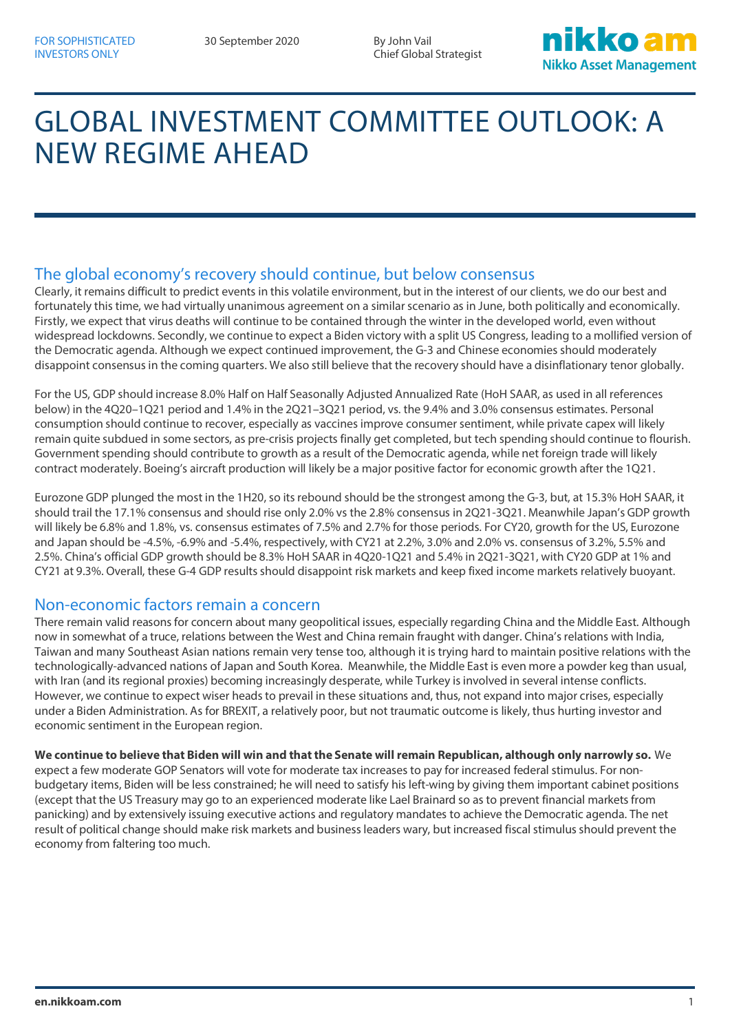FOR SOPHISTICATED INVESTORS ONLY

30 September 2020

By John Vail
Chief Global Strategist

# GLOBAL INVESTMENT COMMITTEE OUTLOOK: A NEW REGIME AHEAD

## The global economy's recovery should continue, but below consensus

Clearly, it remains difficult to predict events in this volatile environment, but in the interest of our clients, we do our best and fortunately this time, we had virtually unanimous agreement on a similar scenario as in June, both politically and economically. Firstly, we expect that virus deaths will continue to be contained through the winter in the developed world, even without widespread lockdowns. Secondly, we continue to expect a Biden victory with a split US Congress, leading to a mollified version of the Democratic agenda. Although we expect continued improvement, the G-3 and Chinese economies should moderately disappoint consensus in the coming quarters. We also still believe that the recovery should have a disinflationary tenor globally.

For the US, GDP should increase 8.0% Half on Half Seasonally Adjusted Annualized Rate (HoH SAAR, as used in all references below) in the 4Q20–1Q21 period and 1.4% in the 2Q21–3Q21 period, vs. the 9.4% and 3.0% consensus estimates. Personal consumption should continue to recover, especially as vaccines improve consumer sentiment, while private capex will likely remain quite subdued in some sectors, as pre-crisis projects finally get completed, but tech spending should continue to flourish. Government spending should contribute to growth as a result of the Democratic agenda, while net foreign trade will likely contract moderately. Boeing's aircraft production will likely be a major positive factor for economic growth after the 1Q21.

Eurozone GDP plunged the most in the 1H20, so its rebound should be the strongest among the G-3, but, at 15.3% HoH SAAR, it should trail the 17.1% consensus and should rise only 2.0% vs the 2.8% consensus in 2Q21-3Q21. Meanwhile Japan's GDP growth will likely be 6.8% and 1.8%, vs. consensus estimates of 7.5% and 2.7% for those periods. For CY20, growth for the US, Eurozone and Japan should be -4.5%, -6.9% and -5.4%, respectively, with CY21 at 2.2%, 3.0% and 2.0% vs. consensus of 3.2%, 5.5% and 2.5%. China's official GDP growth should be 8.3% HoH SAAR in 4Q20-1Q21 and 5.4% in 2Q21-3Q21, with CY20 GDP at 1% and CY21 at 9.3%. Overall, these G-4 GDP results should disappoint risk markets and keep fixed income markets relatively buoyant.

## Non-economic factors remain a concern

There remain valid reasons for concern about many geopolitical issues, especially regarding China and the Middle East. Although now in somewhat of a truce, relations between the West and China remain fraught with danger. China's relations with India, Taiwan and many Southeast Asian nations remain very tense too, although it is trying hard to maintain positive relations with the technologically-advanced nations of Japan and South Korea. Meanwhile, the Middle East is even more a powder keg than usual, with Iran (and its regional proxies) becoming increasingly desperate, while Turkey is involved in several intense conflicts. However, we continue to expect wiser heads to prevail in these situations and, thus, not expand into major crises, especially under a Biden Administration. As for BREXIT, a relatively poor, but not traumatic outcome is likely, thus hurting investor and economic sentiment in the European region.

**We continue to believe that Biden will win and that the Senate will remain Republican, although only narrowly so.** We expect a few moderate GOP Senators will vote for moderate tax increases to pay for increased federal stimulus. For non-budgetary items, Biden will be less constrained; he will need to satisfy his left-wing by giving them important cabinet positions (except that the US Treasury may go to an experienced moderate like Lael Brainard so as to prevent financial markets from panicking) and by extensively issuing executive actions and regulatory mandates to achieve the Democratic agenda. The net result of political change should make risk markets and business leaders wary, but increased fiscal stimulus should prevent the economy from faltering too much.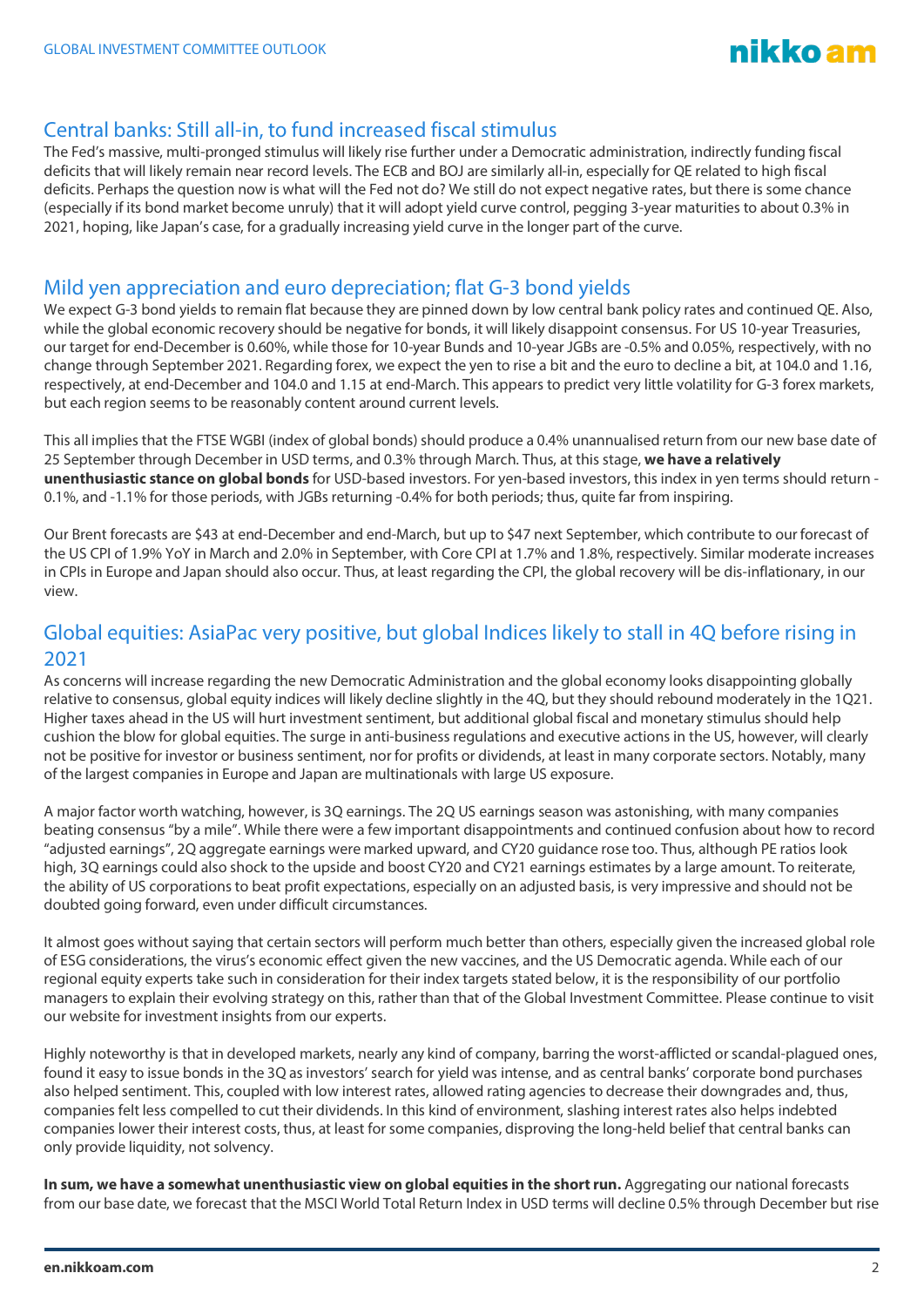## Central banks: Still all-in, to fund increased fiscal stimulus

The Fed's massive, multi-pronged stimulus will likely rise further under a Democratic administration, indirectly funding fiscal deficits that will likely remain near record levels. The ECB and BOJ are similarly all-in, especially for QE related to high fiscal deficits. Perhaps the question now is what will the Fed not do? We still do not expect negative rates, but there is some chance (especially if its bond market become unruly) that it will adopt yield curve control, pegging 3-year maturities to about 0.3% in 2021, hoping, like Japan's case, for a gradually increasing yield curve in the longer part of the curve.

## Mild yen appreciation and euro depreciation; flat G-3 bond yields

We expect G-3 bond yields to remain flat because they are pinned down by low central bank policy rates and continued QE. Also, while the global economic recovery should be negative for bonds, it will likely disappoint consensus. For US 10-year Treasuries, our target for end-December is 0.60%, while those for 10-year Bunds and 10-year JGBs are -0.5% and 0.05%, respectively, with no change through September 2021. Regarding forex, we expect the yen to rise a bit and the euro to decline a bit, at 104.0 and 1.16, respectively, at end-December and 104.0 and 1.15 at end-March. This appears to predict very little volatility for G-3 forex markets, but each region seems to be reasonably content around current levels.

This all implies that the FTSE WGBI (index of global bonds) should produce a 0.4% unannualised return from our new base date of 25 September through December in USD terms, and 0.3% through March. Thus, at this stage, **we have a relatively unenthusiastic stance on global bonds** for USD-based investors. For yen-based investors, this index in yen terms should return -0.1%, and -1.1% for those periods, with JGBs returning -0.4% for both periods; thus, quite far from inspiring.

Our Brent forecasts are $43 at end-December and end-March, but up to $47 next September, which contribute to our forecast of the US CPI of 1.9% YoY in March and 2.0% in September, with Core CPI at 1.7% and 1.8%, respectively. Similar moderate increases in CPIs in Europe and Japan should also occur. Thus, at least regarding the CPI, the global recovery will be dis-inflationary, in our view.

## Global equities: AsiaPac very positive, but global Indices likely to stall in 4Q before rising in 2021

As concerns will increase regarding the new Democratic Administration and the global economy looks disappointing globally relative to consensus, global equity indices will likely decline slightly in the 4Q, but they should rebound moderately in the 1Q21. Higher taxes ahead in the US will hurt investment sentiment, but additional global fiscal and monetary stimulus should help cushion the blow for global equities. The surge in anti-business regulations and executive actions in the US, however, will clearly not be positive for investor or business sentiment, nor for profits or dividends, at least in many corporate sectors. Notably, many of the largest companies in Europe and Japan are multinationals with large US exposure.

A major factor worth watching, however, is 3Q earnings. The 2Q US earnings season was astonishing, with many companies beating consensus "by a mile". While there were a few important disappointments and continued confusion about how to record "adjusted earnings", 2Q aggregate earnings were marked upward, and CY20 guidance rose too. Thus, although PE ratios look high, 3Q earnings could also shock to the upside and boost CY20 and CY21 earnings estimates by a large amount. To reiterate, the ability of US corporations to beat profit expectations, especially on an adjusted basis, is very impressive and should not be doubted going forward, even under difficult circumstances.

It almost goes without saying that certain sectors will perform much better than others, especially given the increased global role of ESG considerations, the virus's economic effect given the new vaccines, and the US Democratic agenda. While each of our regional equity experts take such in consideration for their index targets stated below, it is the responsibility of our portfolio managers to explain their evolving strategy on this, rather than that of the Global Investment Committee. Please continue to visit our website for investment insights from our experts.

Highly noteworthy is that in developed markets, nearly any kind of company, barring the worst-afflicted or scandal-plagued ones, found it easy to issue bonds in the 3Q as investors' search for yield was intense, and as central banks' corporate bond purchases also helped sentiment. This, coupled with low interest rates, allowed rating agencies to decrease their downgrades and, thus, companies felt less compelled to cut their dividends. In this kind of environment, slashing interest rates also helps indebted companies lower their interest costs, thus, at least for some companies, disproving the long-held belief that central banks can only provide liquidity, not solvency.

**In sum, we have a somewhat unenthusiastic view on global equities in the short run.** Aggregating our national forecasts from our base date, we forecast that the MSCI World Total Return Index in USD terms will decline 0.5% through December but rise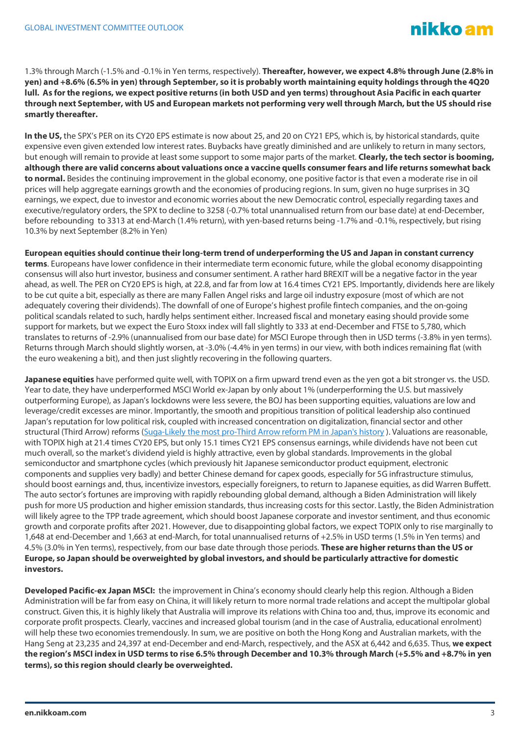1.3% through March (-1.5% and -0.1% in Yen terms, respectively). **Thereafter, however, we expect 4.8% through June (2.8% in yen) and +8.6% (6.5% in yen) through September, so it is probably worth maintaining equity holdings through the 4Q20 lull. As for the regions, we expect positive returns (in both USD and yen terms) throughout Asia Pacific in each quarter through next September, with US and European markets not performing very well through March, but the US should rise smartly thereafter.**

**In the US,** the SPX's PER on its CY20 EPS estimate is now about 25, and 20 on CY21 EPS, which is, by historical standards, quite expensive even given extended low interest rates. Buybacks have greatly diminished and are unlikely to return in many sectors, but enough will remain to provide at least some support to some major parts of the market. **Clearly, the tech sector is booming, although there are valid concerns about valuations once a vaccine quells consumer fears and life returns somewhat back to normal.** Besides the continuing improvement in the global economy, one positive factor is that even a moderate rise in oil prices will help aggregate earnings growth and the economies of producing regions. In sum, given no huge surprises in 3Q earnings, we expect, due to investor and economic worries about the new Democratic control, especially regarding taxes and executive/regulatory orders, the SPX to decline to 3258 (-0.7% total unannualised return from our base date) at end-December, before rebounding to 3313 at end-March (1.4% return), with yen-based returns being -1.7% and -0.1%, respectively, but rising 10.3% by next September (8.2% in Yen)

**European equities should continue their long-term trend of underperforming the US and Japan in constant currency terms**. Europeans have lower confidence in their intermediate term economic future, while the global economy disappointing consensus will also hurt investor, business and consumer sentiment. A rather hard BREXIT will be a negative factor in the year ahead, as well. The PER on CY20 EPS is high, at 22.8, and far from low at 16.4 times CY21 EPS. Importantly, dividends here are likely to be cut quite a bit, especially as there are many Fallen Angel risks and large oil industry exposure (most of which are not adequately covering their dividends). The downfall of one of Europe's highest profile fintech companies, and the on-going political scandals related to such, hardly helps sentiment either. Increased fiscal and monetary easing should provide some support for markets, but we expect the Euro Stoxx index will fall slightly to 333 at end-December and FTSE to 5,780, which translates to returns of -2.9% (unannualised from our base date) for MSCI Europe through then in USD terms (-3.8% in yen terms). Returns through March should slightly worsen, at -3.0% (-4.4% in yen terms) in our view, with both indices remaining flat (with the euro weakening a bit), and then just slightly recovering in the following quarters.

**Japanese equities** have performed quite well, with TOPIX on a firm upward trend even as the yen got a bit stronger vs. the USD. Year to date, they have underperformed MSCI World ex-Japan by only about 1% (underperforming the U.S. but massively outperforming Europe), as Japan's lockdowns were less severe, the BOJ has been supporting equities, valuations are low and leverage/credit excesses are minor. Importantly, the smooth and propitious transition of political leadership also continued Japan's reputation for low political risk, coupled with increased concentration on digitalization, financial sector and other structural (Third Arrow) reforms (Suga-Likely the most pro-Third Arrow reform PM in Japan's history ). Valuations are reasonable, with TOPIX high at 21.4 times CY20 EPS, but only 15.1 times CY21 EPS consensus earnings, while dividends have not been cut much overall, so the market's dividend yield is highly attractive, even by global standards. Improvements in the global semiconductor and smartphone cycles (which previously hit Japanese semiconductor product equipment, electronic components and supplies very badly) and better Chinese demand for capex goods, especially for 5G infrastructure stimulus, should boost earnings and, thus, incentivize investors, especially foreigners, to return to Japanese equities, as did Warren Buffett. The auto sector's fortunes are improving with rapidly rebounding global demand, although a Biden Administration will likely push for more US production and higher emission standards, thus increasing costs for this sector. Lastly, the Biden Administration will likely agree to the TPP trade agreement, which should boost Japanese corporate and investor sentiment, and thus economic growth and corporate profits after 2021. However, due to disappointing global factors, we expect TOPIX only to rise marginally to 1,648 at end-December and 1,663 at end-March, for total unannualised returns of +2.5% in USD terms (1.5% in Yen terms) and 4.5% (3.0% in Yen terms), respectively, from our base date through those periods. **These are higher returns than the US or Europe, so Japan should be overweighted by global investors, and should be particularly attractive for domestic investors.**

**Developed Pacific-ex Japan MSCI:** the improvement in China's economy should clearly help this region. Although a Biden Administration will be far from easy on China, it will likely return to more normal trade relations and accept the multipolar global construct. Given this, it is highly likely that Australia will improve its relations with China too and, thus, improve its economic and corporate profit prospects. Clearly, vaccines and increased global tourism (and in the case of Australia, educational enrolment) will help these two economies tremendously. In sum, we are positive on both the Hong Kong and Australian markets, with the Hang Seng at 23,235 and 24,397 at end-December and end-March, respectively, and the ASX at 6,442 and 6,635. Thus, **we expect the region's MSCI index in USD terms to rise 6.5% through December and 10.3% through March (+5.5% and +8.7% in yen terms), so this region should clearly be overweighted.**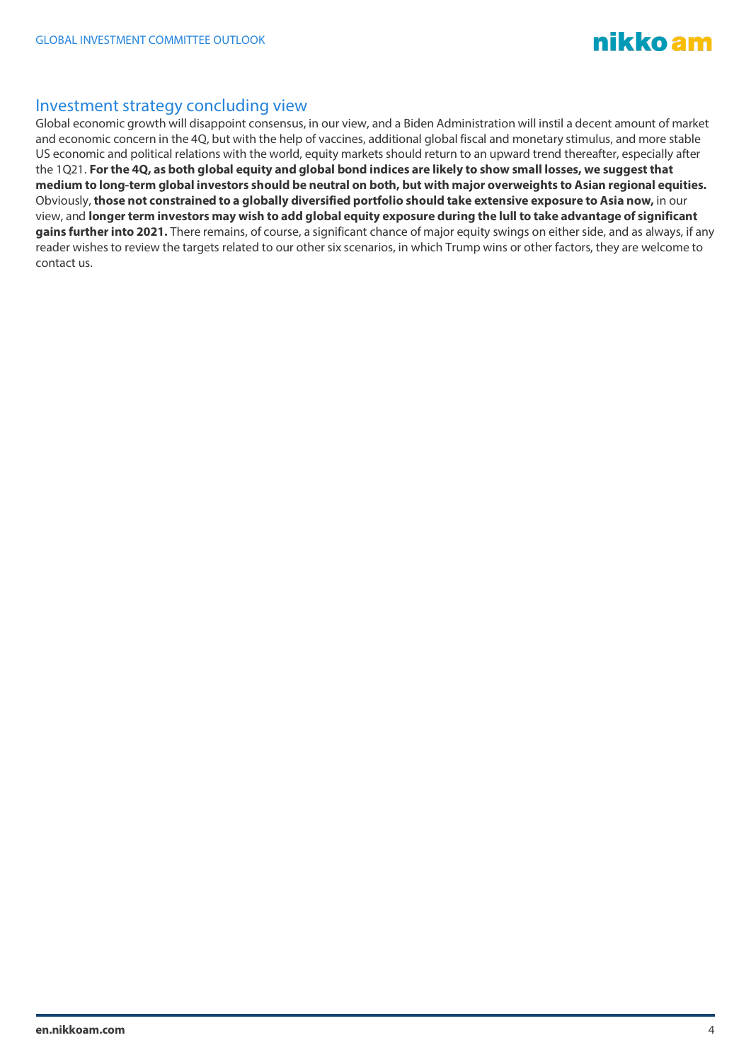## Investment strategy concluding view

Global economic growth will disappoint consensus, in our view, and a Biden Administration will instil a decent amount of market and economic concern in the 4Q, but with the help of vaccines, additional global fiscal and monetary stimulus, and more stable US economic and political relations with the world, equity markets should return to an upward trend thereafter, especially after the 1Q21. **For the 4Q, as both global equity and global bond indices are likely to show small losses, we suggest that medium to long-term global investors should be neutral on both, but with major overweights to Asian regional equities.** Obviously, **those not constrained to a globally diversified portfolio should take extensive exposure to Asia now,** in our view, and **longer term investors may wish to add global equity exposure during the lull to take advantage of significant gains further into 2021.** There remains, of course, a significant chance of major equity swings on either side, and as always, if any reader wishes to review the targets related to our other six scenarios, in which Trump wins or other factors, they are welcome to contact us.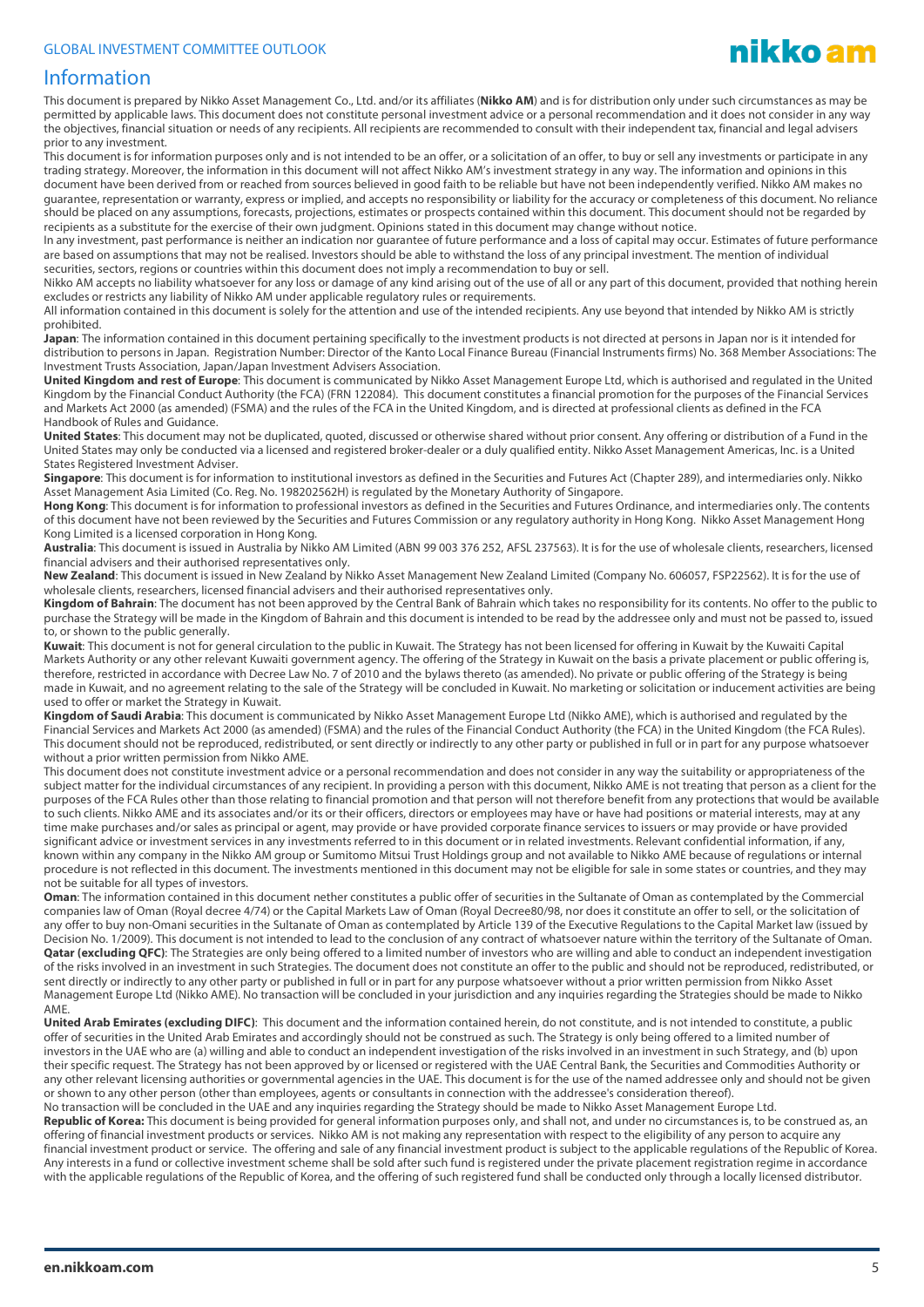## Information

This document is prepared by Nikko Asset Management Co., Ltd. and/or its affiliates (**Nikko AM**) and is for distribution only under such circumstances as may be permitted by applicable laws. This document does not constitute personal investment advice or a personal recommendation and it does not consider in any way the objectives, financial situation or needs of any recipients. All recipients are recommended to consult with their independent tax, financial and legal advisers prior to any investment.

This document is for information purposes only and is not intended to be an offer, or a solicitation of an offer, to buy or sell any investments or participate in any trading strategy. Moreover, the information in this document will not affect Nikko AM's investment strategy in any way. The information and opinions in this document have been derived from or reached from sources believed in good faith to be reliable but have not been independently verified. Nikko AM makes no guarantee, representation or warranty, express or implied, and accepts no responsibility or liability for the accuracy or completeness of this document. No reliance should be placed on any assumptions, forecasts, projections, estimates or prospects contained within this document. This document should not be regarded by recipients as a substitute for the exercise of their own judgment. Opinions stated in this document may change without notice.

In any investment, past performance is neither an indication nor guarantee of future performance and a loss of capital may occur. Estimates of future performance are based on assumptions that may not be realised. Investors should be able to withstand the loss of any principal investment. The mention of individual securities, sectors, regions or countries within this document does not imply a recommendation to buy or sell.

Nikko AM accepts no liability whatsoever for any loss or damage of any kind arising out of the use of all or any part of this document, provided that nothing herein excludes or restricts any liability of Nikko AM under applicable regulatory rules or requirements.

All information contained in this document is solely for the attention and use of the intended recipients. Any use beyond that intended by Nikko AM is strictly prohibited.

**Japan**: The information contained in this document pertaining specifically to the investment products is not directed at persons in Japan nor is it intended for distribution to persons in Japan. Registration Number: Director of the Kanto Local Finance Bureau (Financial Instruments firms) No. 368 Member Associations: The Investment Trusts Association, Japan/Japan Investment Advisers Association.

**United Kingdom and rest of Europe**: This document is communicated by Nikko Asset Management Europe Ltd, which is authorised and regulated in the United Kingdom by the Financial Conduct Authority (the FCA) (FRN 122084). This document constitutes a financial promotion for the purposes of the Financial Services and Markets Act 2000 (as amended) (FSMA) and the rules of the FCA in the United Kingdom, and is directed at professional clients as defined in the FCA Handbook of Rules and Guidance.

**United States**: This document may not be duplicated, quoted, discussed or otherwise shared without prior consent. Any offering or distribution of a Fund in the United States may only be conducted via a licensed and registered broker-dealer or a duly qualified entity. Nikko Asset Management Americas, Inc. is a United States Registered Investment Adviser.

**Singapore**: This document is for information to institutional investors as defined in the Securities and Futures Act (Chapter 289), and intermediaries only. Nikko Asset Management Asia Limited (Co. Reg. No. 198202562H) is regulated by the Monetary Authority of Singapore.

**Hong Kong**: This document is for information to professional investors as defined in the Securities and Futures Ordinance, and intermediaries only. The contents of this document have not been reviewed by the Securities and Futures Commission or any regulatory authority in Hong Kong. Nikko Asset Management Hong Kong Limited is a licensed corporation in Hong Kong.

**Australia**: This document is issued in Australia by Nikko AM Limited (ABN 99 003 376 252, AFSL 237563). It is for the use of wholesale clients, researchers, licensed financial advisers and their authorised representatives only.

**New Zealand**: This document is issued in New Zealand by Nikko Asset Management New Zealand Limited (Company No. 606057, FSP22562). It is for the use of wholesale clients, researchers, licensed financial advisers and their authorised representatives only.

**Kingdom of Bahrain**: The document has not been approved by the Central Bank of Bahrain which takes no responsibility for its contents. No offer to the public to purchase the Strategy will be made in the Kingdom of Bahrain and this document is intended to be read by the addressee only and must not be passed to, issued to, or shown to the public generally.

**Kuwait**: This document is not for general circulation to the public in Kuwait. The Strategy has not been licensed for offering in Kuwait by the Kuwaiti Capital Markets Authority or any other relevant Kuwaiti government agency. The offering of the Strategy in Kuwait on the basis a private placement or public offering is, therefore, restricted in accordance with Decree Law No. 7 of 2010 and the bylaws thereto (as amended). No private or public offering of the Strategy is being made in Kuwait, and no agreement relating to the sale of the Strategy will be concluded in Kuwait. No marketing or solicitation or inducement activities are being used to offer or market the Strategy in Kuwait.

**Kingdom of Saudi Arabia**: This document is communicated by Nikko Asset Management Europe Ltd (Nikko AME), which is authorised and regulated by the Financial Services and Markets Act 2000 (as amended) (FSMA) and the rules of the Financial Conduct Authority (the FCA) in the United Kingdom (the FCA Rules). This document should not be reproduced, redistributed, or sent directly or indirectly to any other party or published in full or in part for any purpose whatsoever without a prior written permission from Nikko AME.

This document does not constitute investment advice or a personal recommendation and does not consider in any way the suitability or appropriateness of the subject matter for the individual circumstances of any recipient. In providing a person with this document, Nikko AME is not treating that person as a client for the purposes of the FCA Rules other than those relating to financial promotion and that person will not therefore benefit from any protections that would be available to such clients. Nikko AME and its associates and/or its or their officers, directors or employees may have or have had positions or material interests, may at any time make purchases and/or sales as principal or agent, may provide or have provided corporate finance services to issuers or may provide or have provided significant advice or investment services in any investments referred to in this document or in related investments. Relevant confidential information, if any, known within any company in the Nikko AM group or Sumitomo Mitsui Trust Holdings group and not available to Nikko AME because of regulations or internal procedure is not reflected in this document. The investments mentioned in this document may not be eligible for sale in some states or countries, and they may not be suitable for all types of investors.

**Oman**: The information contained in this document nether constitutes a public offer of securities in the Sultanate of Oman as contemplated by the Commercial companies law of Oman (Royal decree 4/74) or the Capital Markets Law of Oman (Royal Decree80/98, nor does it constitute an offer to sell, or the solicitation of any offer to buy non-Omani securities in the Sultanate of Oman as contemplated by Article 139 of the Executive Regulations to the Capital Market law (issued by Decision No. 1/2009). This document is not intended to lead to the conclusion of any contract of whatsoever nature within the territory of the Sultanate of Oman.

**Qatar (excluding QFC)**: The Strategies are only being offered to a limited number of investors who are willing and able to conduct an independent investigation of the risks involved in an investment in such Strategies. The document does not constitute an offer to the public and should not be reproduced, redistributed, or sent directly or indirectly to any other party or published in full or in part for any purpose whatsoever without a prior written permission from Nikko Asset Management Europe Ltd (Nikko AME). No transaction will be concluded in your jurisdiction and any inquiries regarding the Strategies should be made to Nikko AME.

**United Arab Emirates (excluding DIFC)**: This document and the information contained herein, do not constitute, and is not intended to constitute, a public offer of securities in the United Arab Emirates and accordingly should not be construed as such. The Strategy is only being offered to a limited number of investors in the UAE who are (a) willing and able to conduct an independent investigation of the risks involved in an investment in such Strategy, and (b) upon their specific request. The Strategy has not been approved by or licensed or registered with the UAE Central Bank, the Securities and Commodities Authority or any other relevant licensing authorities or governmental agencies in the UAE. This document is for the use of the named addressee only and should not be given or shown to any other person (other than employees, agents or consultants in connection with the addressee's consideration thereof).

No transaction will be concluded in the UAE and any inquiries regarding the Strategy should be made to Nikko Asset Management Europe Ltd.

**Republic of Korea:** This document is being provided for general information purposes only, and shall not, and under no circumstances is, to be construed as, an offering of financial investment products or services. Nikko AM is not making any representation with respect to the eligibility of any person to acquire any financial investment product or service. The offering and sale of any financial investment product is subject to the applicable regulations of the Republic of Korea. Any interests in a fund or collective investment scheme shall be sold after such fund is registered under the private placement registration regime in accordance with the applicable regulations of the Republic of Korea, and the offering of such registered fund shall be conducted only through a locally licensed distributor.